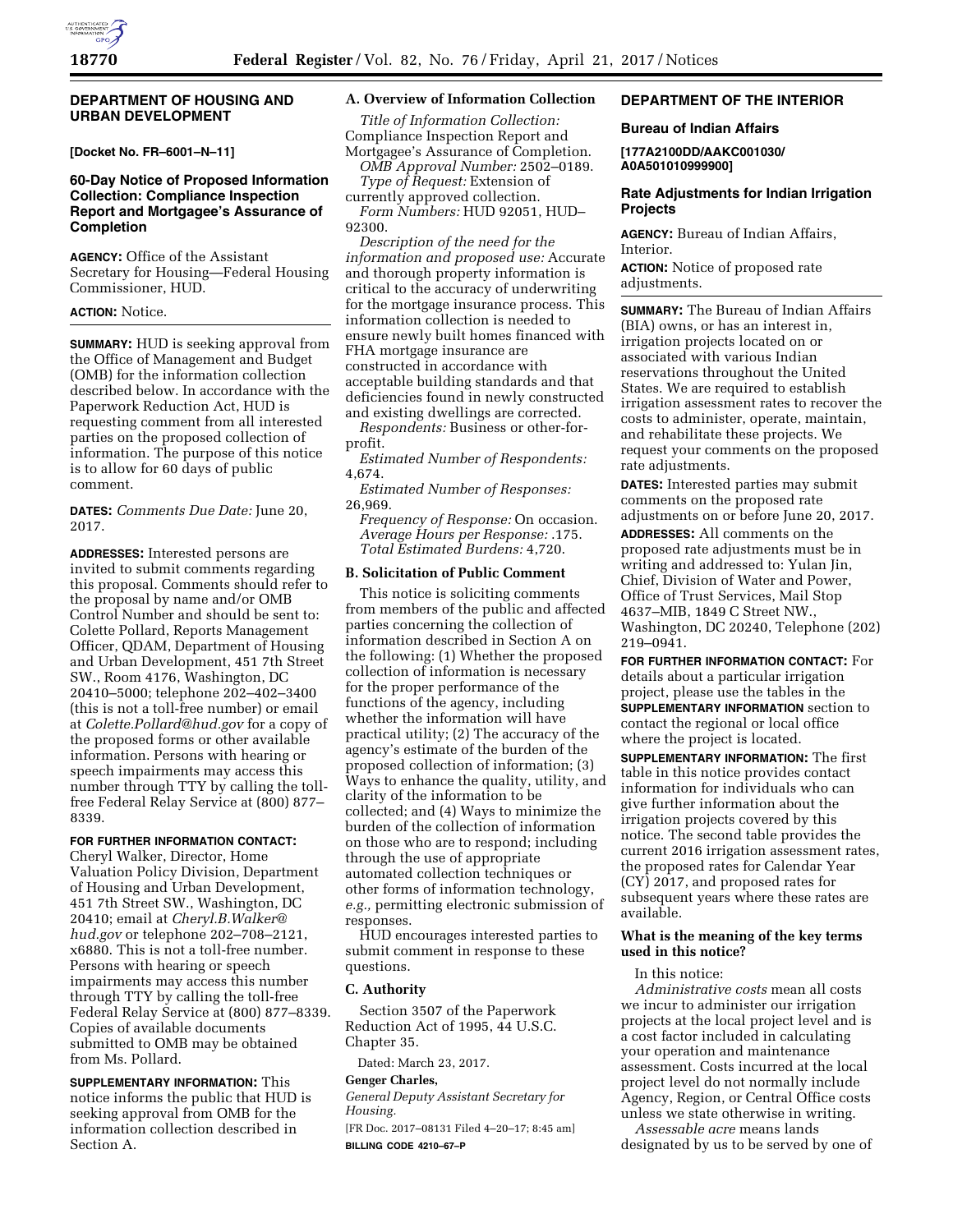## DEPARTMENT OF HOUSING AND URBAN DEVELOPMENT

**[Docket No. FR–6001–N–11]**

### 60-Day Notice of Proposed Information Collection: Compliance Inspection Report and Mortgagee's Assurance of Completion

**AGENCY:** Office of the Assistant Secretary for Housing—Federal Housing Commissioner, HUD.

**ACTION:** Notice.

**SUMMARY:** HUD is seeking approval from the Office of Management and Budget (OMB) for the information collection described below. In accordance with the Paperwork Reduction Act, HUD is requesting comment from all interested parties on the proposed collection of information. The purpose of this notice is to allow for 60 days of public comment.

**DATES:** *Comments Due Date:* June 20, 2017.

**ADDRESSES:** Interested persons are invited to submit comments regarding this proposal. Comments should refer to the proposal by name and/or OMB Control Number and should be sent to: Colette Pollard, Reports Management Officer, QDAM, Department of Housing and Urban Development, 451 7th Street SW., Room 4176, Washington, DC 20410–5000; telephone 202–402–3400 (this is not a toll-free number) or email at *Colette.Pollard@hud.gov* for a copy of the proposed forms or other available information. Persons with hearing or speech impairments may access this number through TTY by calling the toll-free Federal Relay Service at (800) 877–8339.

**FOR FURTHER INFORMATION CONTACT:** Cheryl Walker, Director, Home Valuation Policy Division, Department of Housing and Urban Development, 451 7th Street SW., Washington, DC 20410; email at *Cheryl.B.Walker@hud.gov* or telephone 202–708–2121, x6880. This is not a toll-free number. Persons with hearing or speech impairments may access this number through TTY by calling the toll-free Federal Relay Service at (800) 877–8339. Copies of available documents submitted to OMB may be obtained from Ms. Pollard.

**SUPPLEMENTARY INFORMATION:** This notice informs the public that HUD is seeking approval from OMB for the information collection described in Section A.

### A. Overview of Information Collection

*Title of Information Collection:* Compliance Inspection Report and Mortgagee's Assurance of Completion.

*OMB Approval Number:* 2502–0189.

*Type of Request:* Extension of currently approved collection.

*Form Numbers:* HUD 92051, HUD–92300.

*Description of the need for the information and proposed use:* Accurate and thorough property information is critical to the accuracy of underwriting for the mortgage insurance process. This information collection is needed to ensure newly built homes financed with FHA mortgage insurance are constructed in accordance with acceptable building standards and that deficiencies found in newly constructed and existing dwellings are corrected.

*Respondents:* Business or other-for-profit.

*Estimated Number of Respondents:* 4,674.

*Estimated Number of Responses:* 26,969.

*Frequency of Response:* On occasion.

*Average Hours per Response:* .175.

*Total Estimated Burdens:* 4,720.

### B. Solicitation of Public Comment

This notice is soliciting comments from members of the public and affected parties concerning the collection of information described in Section A on the following: (1) Whether the proposed collection of information is necessary for the proper performance of the functions of the agency, including whether the information will have practical utility; (2) The accuracy of the agency's estimate of the burden of the proposed collection of information; (3) Ways to enhance the quality, utility, and clarity of the information to be collected; and (4) Ways to minimize the burden of the collection of information on those who are to respond; including through the use of appropriate automated collection techniques or other forms of information technology, *e.g.,* permitting electronic submission of responses.

HUD encourages interested parties to submit comment in response to these questions.

### C. Authority

Section 3507 of the Paperwork Reduction Act of 1995, 44 U.S.C. Chapter 35.

Dated: March 23, 2017.

**Genger Charles,**

*General Deputy Assistant Secretary for Housing.*

[FR Doc. 2017–08131 Filed 4–20–17; 8:45 am]

**BILLING CODE 4210–67–P**

## DEPARTMENT OF THE INTERIOR

### Bureau of Indian Affairs

**[177A2100DD/AAKC001030/A0A501010999900]**

### Rate Adjustments for Indian Irrigation Projects

**AGENCY:** Bureau of Indian Affairs, Interior.

**ACTION:** Notice of proposed rate adjustments.

**SUMMARY:** The Bureau of Indian Affairs (BIA) owns, or has an interest in, irrigation projects located on or associated with various Indian reservations throughout the United States. We are required to establish irrigation assessment rates to recover the costs to administer, operate, maintain, and rehabilitate these projects. We request your comments on the proposed rate adjustments.

**DATES:** Interested parties may submit comments on the proposed rate adjustments on or before June 20, 2017.

**ADDRESSES:** All comments on the proposed rate adjustments must be in writing and addressed to: Yulan Jin, Chief, Division of Water and Power, Office of Trust Services, Mail Stop 4637–MIB, 1849 C Street NW., Washington, DC 20240, Telephone (202) 219–0941.

**FOR FURTHER INFORMATION CONTACT:** For details about a particular irrigation project, please use the tables in the **SUPPLEMENTARY INFORMATION** section to contact the regional or local office where the project is located.

**SUPPLEMENTARY INFORMATION:** The first table in this notice provides contact information for individuals who can give further information about the irrigation projects covered by this notice. The second table provides the current 2016 irrigation assessment rates, the proposed rates for Calendar Year (CY) 2017, and proposed rates for subsequent years where these rates are available.

#### What is the meaning of the key terms used in this notice?

In this notice:

*Administrative costs* mean all costs we incur to administer our irrigation projects at the local project level and is a cost factor included in calculating your operation and maintenance assessment. Costs incurred at the local project level do not normally include Agency, Region, or Central Office costs unless we state otherwise in writing.

*Assessable acre* means lands designated by us to be served by one of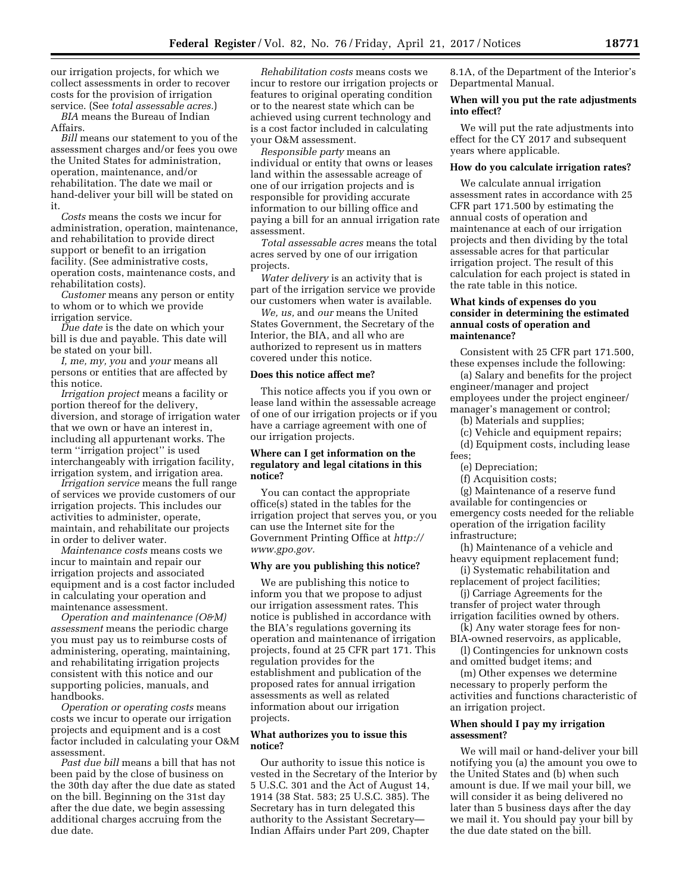our irrigation projects, for which we collect assessments in order to recover costs for the provision of irrigation service. (See *total assessable acres*.)

*BIA* means the Bureau of Indian Affairs.

*Bill* means our statement to you of the assessment charges and/or fees you owe the United States for administration, operation, maintenance, and/or rehabilitation. The date we mail or hand-deliver your bill will be stated on it.

*Costs* means the costs we incur for administration, operation, maintenance, and rehabilitation to provide direct support or benefit to an irrigation facility. (See administrative costs, operation costs, maintenance costs, and rehabilitation costs).

*Customer* means any person or entity to whom or to which we provide irrigation service.

*Due date* is the date on which your bill is due and payable. This date will be stated on your bill.

*I, me, my, you* and *your* means all persons or entities that are affected by this notice.

*Irrigation project* means a facility or portion thereof for the delivery, diversion, and storage of irrigation water that we own or have an interest in, including all appurtenant works. The term ''irrigation project'' is used interchangeably with irrigation facility, irrigation system, and irrigation area.

*Irrigation service* means the full range of services we provide customers of our irrigation projects. This includes our activities to administer, operate, maintain, and rehabilitate our projects in order to deliver water.

*Maintenance costs* means costs we incur to maintain and repair our irrigation projects and associated equipment and is a cost factor included in calculating your operation and maintenance assessment.

*Operation and maintenance (O&M) assessment* means the periodic charge you must pay us to reimburse costs of administering, operating, maintaining, and rehabilitating irrigation projects consistent with this notice and our supporting policies, manuals, and handbooks.

*Operation or operating costs* means costs we incur to operate our irrigation projects and equipment and is a cost factor included in calculating your O&M assessment.

*Past due bill* means a bill that has not been paid by the close of business on the 30th day after the due date as stated on the bill. Beginning on the 31st day after the due date, we begin assessing additional charges accruing from the due date.

*Rehabilitation costs* means costs we incur to restore our irrigation projects or features to original operating condition or to the nearest state which can be achieved using current technology and is a cost factor included in calculating your O&M assessment.

*Responsible party* means an individual or entity that owns or leases land within the assessable acreage of one of our irrigation projects and is responsible for providing accurate information to our billing office and paying a bill for an annual irrigation rate assessment.

*Total assessable acres* means the total acres served by one of our irrigation projects.

*Water delivery* is an activity that is part of the irrigation service we provide our customers when water is available.

*We, us,* and *our* means the United States Government, the Secretary of the Interior, the BIA, and all who are authorized to represent us in matters covered under this notice.

**Does this notice affect me?**

This notice affects you if you own or lease land within the assessable acreage of one of our irrigation projects or if you have a carriage agreement with one of our irrigation projects.

**Where can I get information on the regulatory and legal citations in this notice?**

You can contact the appropriate office(s) stated in the tables for the irrigation project that serves you, or you can use the Internet site for the Government Printing Office at *http://www.gpo.gov.*

**Why are you publishing this notice?**

We are publishing this notice to inform you that we propose to adjust our irrigation assessment rates. This notice is published in accordance with the BIA's regulations governing its operation and maintenance of irrigation projects, found at 25 CFR part 171. This regulation provides for the establishment and publication of the proposed rates for annual irrigation assessments as well as related information about our irrigation projects.

**What authorizes you to issue this notice?**

Our authority to issue this notice is vested in the Secretary of the Interior by 5 U.S.C. 301 and the Act of August 14, 1914 (38 Stat. 583; 25 U.S.C. 385). The Secretary has in turn delegated this authority to the Assistant Secretary—Indian Affairs under Part 209, Chapter 8.1A, of the Department of the Interior's Departmental Manual.

**When will you put the rate adjustments into effect?**

We will put the rate adjustments into effect for the CY 2017 and subsequent years where applicable.

**How do you calculate irrigation rates?**

We calculate annual irrigation assessment rates in accordance with 25 CFR part 171.500 by estimating the annual costs of operation and maintenance at each of our irrigation projects and then dividing by the total assessable acres for that particular irrigation project. The result of this calculation for each project is stated in the rate table in this notice.

**What kinds of expenses do you consider in determining the estimated annual costs of operation and maintenance?**

Consistent with 25 CFR part 171.500, these expenses include the following:

(a) Salary and benefits for the project engineer/manager and project employees under the project engineer/manager's management or control;

(b) Materials and supplies;

(c) Vehicle and equipment repairs;

(d) Equipment costs, including lease fees;

(e) Depreciation;

(f) Acquisition costs;

(g) Maintenance of a reserve fund available for contingencies or emergency costs needed for the reliable operation of the irrigation facility infrastructure;

(h) Maintenance of a vehicle and heavy equipment replacement fund;

(i) Systematic rehabilitation and replacement of project facilities;

(j) Carriage Agreements for the transfer of project water through irrigation facilities owned by others.

(k) Any water storage fees for non-BIA-owned reservoirs, as applicable,

(l) Contingencies for unknown costs and omitted budget items; and

(m) Other expenses we determine necessary to properly perform the activities and functions characteristic of an irrigation project.

**When should I pay my irrigation assessment?**

We will mail or hand-deliver your bill notifying you (a) the amount you owe to the United States and (b) when such amount is due. If we mail your bill, we will consider it as being delivered no later than 5 business days after the day we mail it. You should pay your bill by the due date stated on the bill.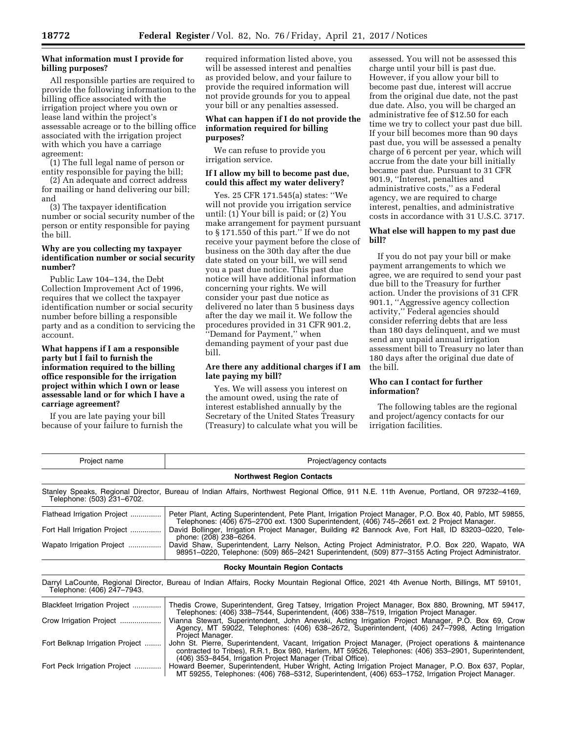**What information must I provide for billing purposes?**

All responsible parties are required to provide the following information to the billing office associated with the irrigation project where you own or lease land within the project's assessable acreage or to the billing office associated with the irrigation project with which you have a carriage agreement:

(1) The full legal name of person or entity responsible for paying the bill;

(2) An adequate and correct address for mailing or hand delivering our bill; and

(3) The taxpayer identification number or social security number of the person or entity responsible for paying the bill.

**Why are you collecting my taxpayer identification number or social security number?**

Public Law 104–134, the Debt Collection Improvement Act of 1996, requires that we collect the taxpayer identification number or social security number before billing a responsible party and as a condition to servicing the account.

**What happens if I am a responsible party but I fail to furnish the information required to the billing office responsible for the irrigation project within which I own or lease assessable land or for which I have a carriage agreement?**

If you are late paying your bill because of your failure to furnish the required information listed above, you will be assessed interest and penalties as provided below, and your failure to provide the required information will not provide grounds for you to appeal your bill or any penalties assessed.

**What can happen if I do not provide the information required for billing purposes?**

We can refuse to provide you irrigation service.

**If I allow my bill to become past due, could this affect my water delivery?**

Yes. 25 CFR 171.545(a) states: ''We will not provide you irrigation service until: (1) Your bill is paid; or (2) You make arrangement for payment pursuant to § 171.550 of this part.'' If we do not receive your payment before the close of business on the 30th day after the due date stated on your bill, we will send you a past due notice. This past due notice will have additional information concerning your rights. We will consider your past due notice as delivered no later than 5 business days after the day we mail it. We follow the procedures provided in 31 CFR 901.2, ''Demand for Payment,'' when demanding payment of your past due bill.

**Are there any additional charges if I am late paying my bill?**

Yes. We will assess you interest on the amount owed, using the rate of interest established annually by the Secretary of the United States Treasury (Treasury) to calculate what you will be assessed. You will not be assessed this charge until your bill is past due. However, if you allow your bill to become past due, interest will accrue from the original due date, not the past due date. Also, you will be charged an administrative fee of $12.50 for each time we try to collect your past due bill. If your bill becomes more than 90 days past due, you will be assessed a penalty charge of 6 percent per year, which will accrue from the date your bill initially became past due. Pursuant to 31 CFR 901.9, ''Interest, penalties and administrative costs,'' as a Federal agency, we are required to charge interest, penalties, and administrative costs in accordance with 31 U.S.C. 3717.

**What else will happen to my past due bill?**

If you do not pay your bill or make payment arrangements to which we agree, we are required to send your past due bill to the Treasury for further action. Under the provisions of 31 CFR 901.1, ''Aggressive agency collection activity,'' Federal agencies should consider referring debts that are less than 180 days delinquent, and we must send any unpaid annual irrigation assessment bill to Treasury no later than 180 days after the original due date of the bill.

**Who can I contact for further information?**

The following tables are the regional and project/agency contacts for our irrigation facilities.

| Project name | Project/agency contacts |
|---|---|
| **Northwest Region Contacts** | |
| Stanley Speaks, Regional Director, Bureau of Indian Affairs, Northwest Regional Office, 911 N.E. 11th Avenue, Portland, OR 97232–4169, Telephone: (503) 231–6702. | |
| Flathead Irrigation Project | Peter Plant, Acting Superintendent, Pete Plant, Irrigation Project Manager, P.O. Box 40, Pablo, MT 59855, Telephones: (406) 675–2700 ext. 1300 Superintendent, (406) 745–2661 ext. 2 Project Manager. |
| Fort Hall Irrigation Project | David Bollinger, Irrigation Project Manager, Building #2 Bannock Ave, Fort Hall, ID 83203–0220, Telephone: (208) 238–6264. |
| Wapato Irrigation Project | David Shaw, Superintendent, Larry Nelson, Acting Project Administrator, P.O. Box 220, Wapato, WA 98951–0220, Telephone: (509) 865–2421 Superintendent, (509) 877–3155 Acting Project Administrator. |
| **Rocky Mountain Region Contacts** | |
| Darryl LaCounte, Regional Director, Bureau of Indian Affairs, Rocky Mountain Regional Office, 2021 4th Avenue North, Billings, MT 59101, Telephone: (406) 247–7943. | |
| Blackfeet Irrigation Project | Thedis Crowe, Superintendent, Greg Tatsey, Irrigation Project Manager, Box 880, Browning, MT 59417, Telephones: (406) 338–7544, Superintendent, (406) 338–7519, Irrigation Project Manager. |
| Crow Irrigation Project | Vianna Stewart, Superintendent, John Anevski, Acting Irrigation Project Manager, P.O. Box 69, Crow Agency, MT 59022, Telephones: (406) 638–2672, Superintendent, (406) 247–7998, Acting Irrigation Project Manager. |
| Fort Belknap Irrigation Project | John St. Pierre, Superintendent, Vacant, Irrigation Project Manager, (Project operations & maintenance contracted to Tribes), R.R.1, Box 980, Harlem, MT 59526, Telephones: (406) 353–2901, Superintendent, (406) 353–8454, Irrigation Project Manager (Tribal Office). |
| Fort Peck Irrigation Project | Howard Beemer, Superintendent, Huber Wright, Acting Irrigation Project Manager, P.O. Box 637, Poplar, MT 59255, Telephones: (406) 768–5312, Superintendent, (406) 653–1752, Irrigation Project Manager. |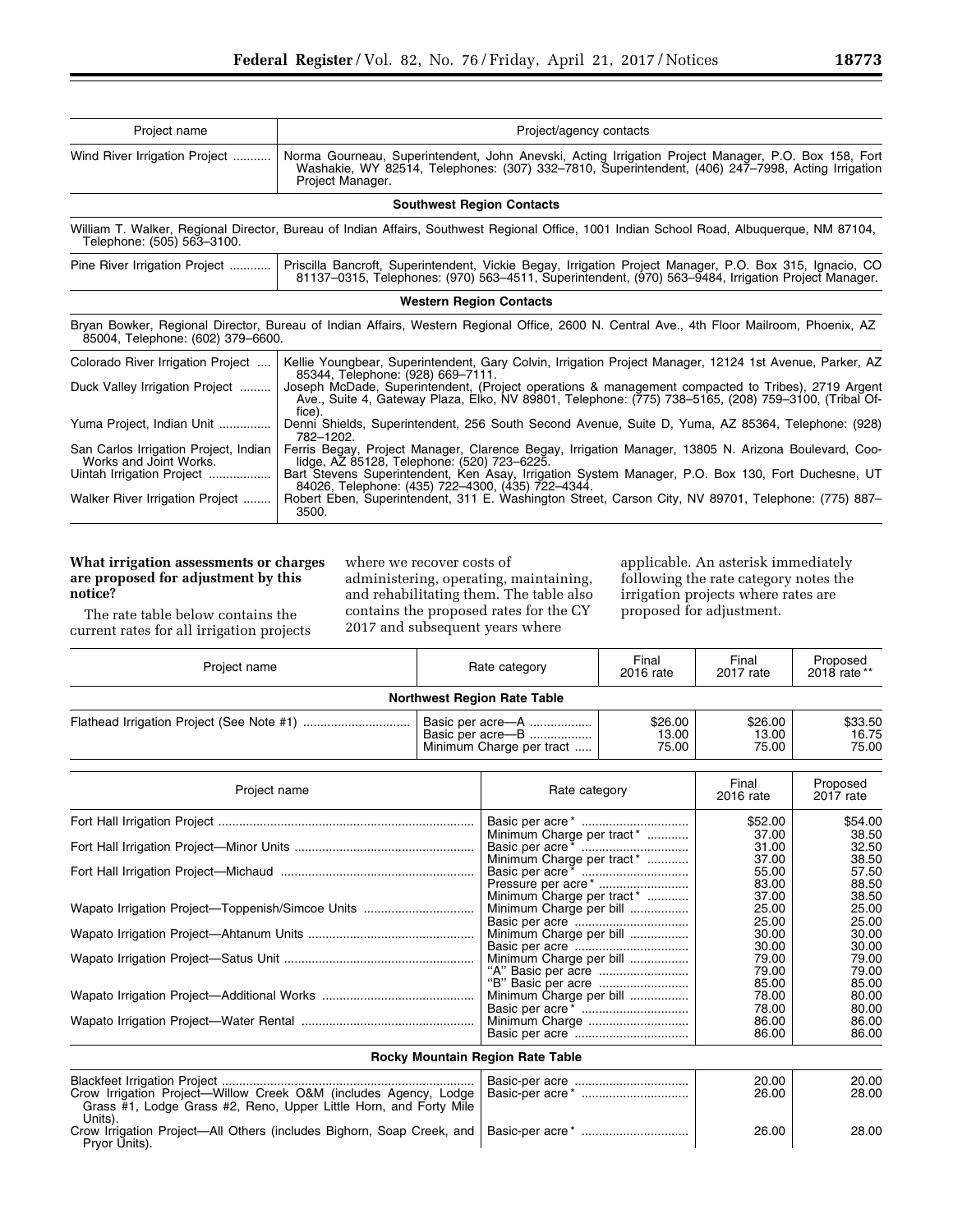| Project name | Project/agency contacts |
| --- | --- |
| Wind River Irrigation Project | Norma Gourneau, Superintendent, John Anevski, Acting Irrigation Project Manager, P.O. Box 158, Fort Washakie, WY 82514, Telephones: (307) 332–7810, Superintendent, (406) 247–7998, Acting Irrigation Project Manager. |
| **Southwest Region Contacts** | |
| William T. Walker, Regional Director, Bureau of Indian Affairs, Southwest Regional Office, 1001 Indian School Road, Albuquerque, NM 87104, Telephone: (505) 563–3100. | |
| Pine River Irrigation Project | Priscilla Bancroft, Superintendent, Vickie Begay, Irrigation Project Manager, P.O. Box 315, Ignacio, CO 81137–0315, Telephones: (970) 563–4511, Superintendent, (970) 563–9484, Irrigation Project Manager. |
| **Western Region Contacts** | |
| Bryan Bowker, Regional Director, Bureau of Indian Affairs, Western Regional Office, 2600 N. Central Ave., 4th Floor Mailroom, Phoenix, AZ 85004, Telephone: (602) 379–6600. | |
| Colorado River Irrigation Project | Kellie Youngbear, Superintendent, Gary Colvin, Irrigation Project Manager, 12124 1st Avenue, Parker, AZ 85344, Telephone: (928) 669–7111. |
| Duck Valley Irrigation Project | Joseph McDade, Superintendent, (Project operations & management compacted to Tribes), 2719 Argent Ave., Suite 4, Gateway Plaza, Elko, NV 89801, Telephone: (775) 738–5165, (208) 759–3100, (Tribal Office). |
| Yuma Project, Indian Unit | Denni Shields, Superintendent, 256 South Second Avenue, Suite D, Yuma, AZ 85364, Telephone: (928) 782–1202. |
| San Carlos Irrigation Project, Indian Works and Joint Works. | Ferris Begay, Project Manager, Clarence Begay, Irrigation Manager, 13805 N. Arizona Boulevard, Coolidge, AZ 85128, Telephone: (520) 723–6225. |
| Uintah Irrigation Project | Bart Stevens Superintendent, Ken Asay, Irrigation System Manager, P.O. Box 130, Fort Duchesne, UT 84026, Telephone: (435) 722–4300, (435) 722–4344. |
| Walker River Irrigation Project | Robert Eben, Superintendent, 311 E. Washington Street, Carson City, NV 89701, Telephone: (775) 887–3500. |

**What irrigation assessments or charges are proposed for adjustment by this notice?**

The rate table below contains the current rates for all irrigation projects where we recover costs of administering, operating, maintaining, and rehabilitating them. The table also contains the proposed rates for the CY 2017 and subsequent years where applicable. An asterisk immediately following the rate category notes the irrigation projects where rates are proposed for adjustment.

| Project name | Rate category | Final 2016 rate | Final 2017 rate | Proposed 2018 rate ** |
| --- | --- | --- | --- | --- |
| **Northwest Region Rate Table** | | | | |
| Flathead Irrigation Project (See Note #1) | Basic per acre—A | $26.00 | $26.00 | $33.50 |
| | Basic per acre—B | 13.00 | 13.00 | 16.75 |
| | Minimum Charge per tract | 75.00 | 75.00 | 75.00 |

| Project name | Rate category | Final 2016 rate | Proposed 2017 rate |
| --- | --- | --- | --- |
| Fort Hall Irrigation Project | Basic per acre * | $52.00 | $54.00 |
| | Minimum Charge per tract * | 37.00 | 38.50 |
| Fort Hall Irrigation Project—Minor Units | Basic per acre * | 31.00 | 32.50 |
| | Minimum Charge per tract * | 37.00 | 38.50 |
| Fort Hall Irrigation Project—Michaud | Basic per acre * | 55.00 | 57.50 |
| | Pressure per acre * | 83.00 | 88.50 |
| | Minimum Charge per tract * | 37.00 | 38.50 |
| Wapato Irrigation Project—Toppenish/Simcoe Units | Minimum Charge per bill | 25.00 | 25.00 |
| | Basic per acre | 25.00 | 25.00 |
| Wapato Irrigation Project—Ahtanum Units | Minimum Charge per bill | 30.00 | 30.00 |
| | Basic per acre | 30.00 | 30.00 |
| Wapato Irrigation Project—Satus Unit | Minimum Charge per bill | 79.00 | 79.00 |
| | "A" Basic per acre | 79.00 | 79.00 |
| | "B" Basic per acre | 85.00 | 85.00 |
| Wapato Irrigation Project—Additional Works | Minimum Charge per bill | 78.00 | 80.00 |
| | Basic per acre * | 78.00 | 80.00 |
| Wapato Irrigation Project—Water Rental | Minimum Charge | 86.00 | 86.00 |
| | Basic per acre | 86.00 | 86.00 |
| **Rocky Mountain Region Rate Table** | | | |
| Blackfeet Irrigation Project | Basic-per acre | 20.00 | 20.00 |
| Crow Irrigation Project—Willow Creek O&M (includes Agency, Lodge Grass #1, Lodge Grass #2, Reno, Upper Little Horn, and Forty Mile Units). | Basic-per acre * | 26.00 | 28.00 |
| Crow Irrigation Project—All Others (includes Bighorn, Soap Creek, and Pryor Units). | Basic-per acre * | 26.00 | 28.00 |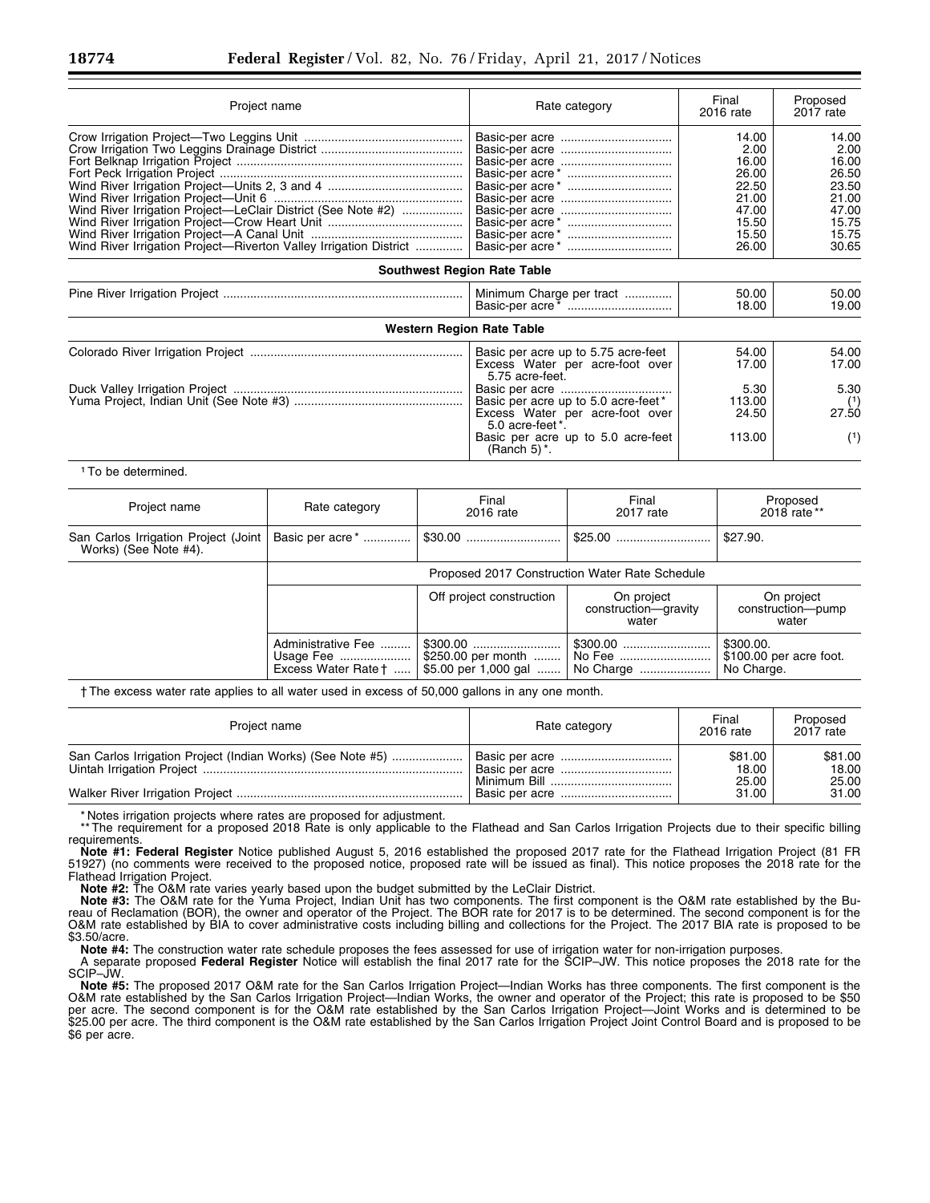| Project name | Rate category | Final 2016 rate | Proposed 2017 rate |
|---|---|---|---|
| Crow Irrigation Project—Two Leggins Unit | Basic-per acre | 14.00 | 14.00 |
| Crow Irrigation Two Leggins Drainage District | Basic-per acre | 2.00 | 2.00 |
| Fort Belknap Irrigation Project | Basic-per acre | 16.00 | 16.00 |
| Fort Peck Irrigation Project | Basic-per acre* | 26.00 | 26.50 |
| Wind River Irrigation Project—Units 2, 3 and 4 | Basic-per acre* | 22.50 | 23.50 |
| Wind River Irrigation Project—Unit 6 | Basic-per acre | 21.00 | 21.00 |
| Wind River Irrigation Project—LeClair District (See Note #2) | Basic-per acre | 47.00 | 47.00 |
| Wind River Irrigation Project—Crow Heart Unit | Basic-per acre* | 15.50 | 15.75 |
| Wind River Irrigation Project—A Canal Unit | Basic-per acre* | 15.50 | 15.75 |
| Wind River Irrigation Project—Riverton Valley Irrigation District | Basic-per acre* | 26.00 | 30.65 |
| **Southwest Region Rate Table** | | | |
| Pine River Irrigation Project | Minimum Charge per tract | 50.00 | 50.00 |
| | Basic-per acre* | 18.00 | 19.00 |
| **Western Region Rate Table** | | | |
| Colorado River Irrigation Project | Basic per acre up to 5.75 acre-feet | 54.00 | 54.00 |
| | Excess Water per acre-foot over 5.75 acre-feet. | 17.00 | 17.00 |
| Duck Valley Irrigation Project | Basic per acre | 5.30 | 5.30 |
| Yuma Project, Indian Unit (See Note #3) | Basic per acre up to 5.0 acre-feet* | 113.00 | (1) |
| | Excess Water per acre-foot over 5.0 acre-feet*. | 24.50 | 27.50 |
| | Basic per acre up to 5.0 acre-feet (Ranch 5)*. | 113.00 | (1) |

[1] To be determined.

| Project name | Rate category | Final 2016 rate | Final 2017 rate | Proposed 2018 rate** |
|---|---|---|---|---|
| San Carlos Irrigation Project (Joint Works) (See Note #4). | Basic per acre* | $30.00 | $25.00 | $27.90. |
| | Proposed 2017 Construction Water Rate Schedule | | | |
| | | Off project construction | On project construction—gravity water | On project construction—pump water |
| | Administrative Fee | $300.00 | $300.00 | $300.00. |
| | Usage Fee | $250.00 per month | No Fee | $100.00 per acre foot. |
| | Excess Water Rate † | $5.00 per 1,000 gal | No Charge | No Charge. |

† The excess water rate applies to all water used in excess of 50,000 gallons in any one month.

| Project name | Rate category | Final 2016 rate | Proposed 2017 rate |
|---|---|---|---|
| San Carlos Irrigation Project (Indian Works) (See Note #5) | Basic per acre | $81.00 | $81.00 |
| Uintah Irrigation Project | Basic per acre | 18.00 | 18.00 |
| | Minimum Bill | 25.00 | 25.00 |
| Walker River Irrigation Project | Basic per acre | 31.00 | 31.00 |

* Notes irrigation projects where rates are proposed for adjustment.

** The requirement for a proposed 2018 Rate is only applicable to the Flathead and San Carlos Irrigation Projects due to their specific billing requirements.

**Note #1: Federal Register** Notice published August 5, 2016 established the proposed 2017 rate for the Flathead Irrigation Project (81 FR 51927) (no comments were received to the proposed notice, proposed rate will be issued as final). This notice proposes the 2018 rate for the Flathead Irrigation Project.

**Note #2:** The O&M rate varies yearly based upon the budget submitted by the LeClair District.

**Note #3:** The O&M rate for the Yuma Project, Indian Unit has two components. The first component is the O&M rate established by the Bureau of Reclamation (BOR), the owner and operator of the Project. The BOR rate for 2017 is to be determined. The second component is for the O&M rate established by BIA to cover administrative costs including billing and collections for the Project. The 2017 BIA rate is proposed to be $3.50/acre.

**Note #4:** The construction water rate schedule proposes the fees assessed for use of irrigation water for non-irrigation purposes.

A separate proposed **Federal Register** Notice will establish the final 2017 rate for the SCIP–JW. This notice proposes the 2018 rate for the SCIP–JW.

**Note #5:** The proposed 2017 O&M rate for the San Carlos Irrigation Project—Indian Works has three components. The first component is the O&M rate established by the San Carlos Irrigation Project—Indian Works, the owner and operator of the Project; this rate is proposed to be $50 per acre. The second component is for the O&M rate established by the San Carlos Irrigation Project—Joint Works and is determined to be $25.00 per acre. The third component is the O&M rate established by the San Carlos Irrigation Project Joint Control Board and is proposed to be $6 per acre.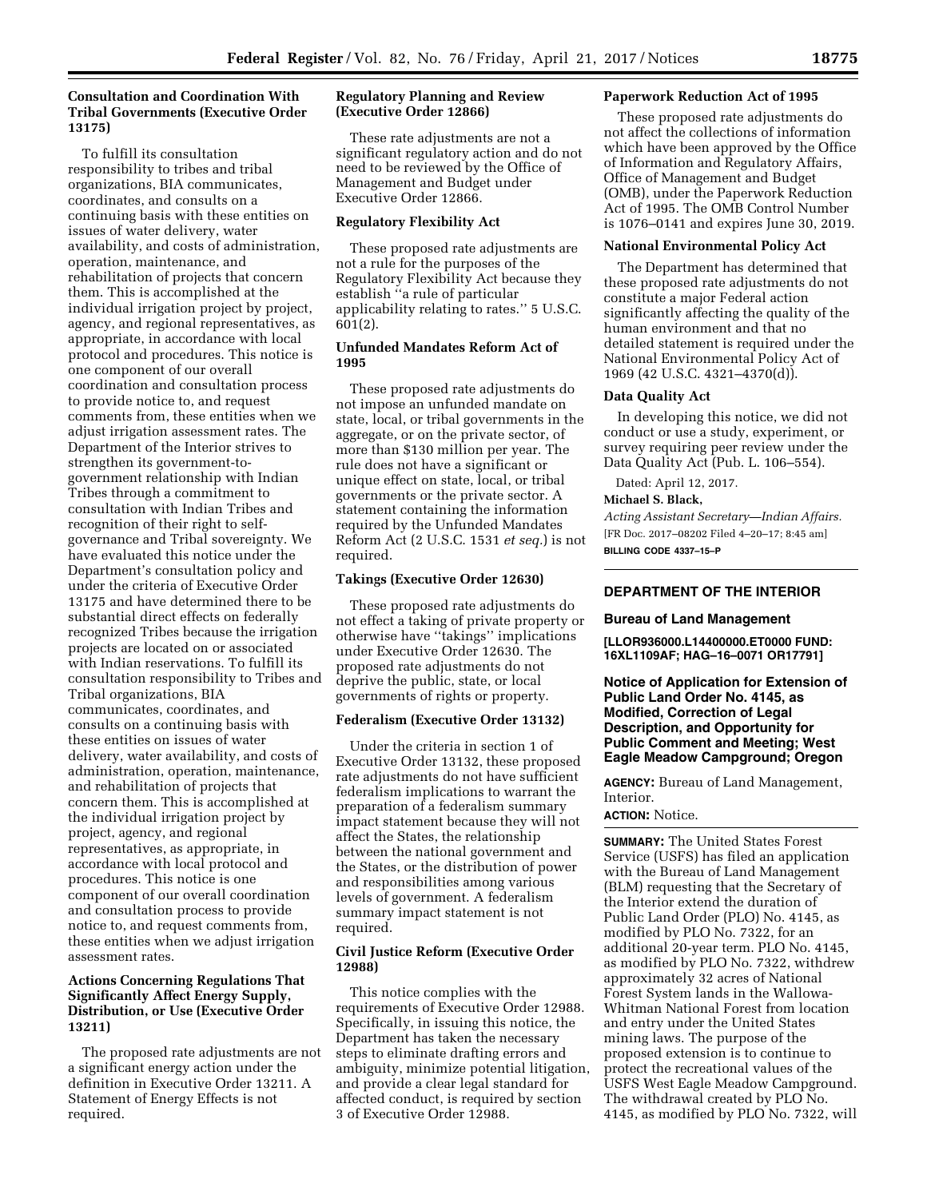### Consultation and Coordination With Tribal Governments (Executive Order 13175)

To fulfill its consultation responsibility to tribes and tribal organizations, BIA communicates, coordinates, and consults on a continuing basis with these entities on issues of water delivery, water availability, and costs of administration, operation, maintenance, and rehabilitation of projects that concern them. This is accomplished at the individual irrigation project by project, agency, and regional representatives, as appropriate, in accordance with local protocol and procedures. This notice is one component of our overall coordination and consultation process to provide notice to, and request comments from, these entities when we adjust irrigation assessment rates. The Department of the Interior strives to strengthen its government-to-government relationship with Indian Tribes through a commitment to consultation with Indian Tribes and recognition of their right to self-governance and Tribal sovereignty. We have evaluated this notice under the Department's consultation policy and under the criteria of Executive Order 13175 and have determined there to be substantial direct effects on federally recognized Tribes because the irrigation projects are located on or associated with Indian reservations. To fulfill its consultation responsibility to Tribes and Tribal organizations, BIA communicates, coordinates, and consults on a continuing basis with these entities on issues of water delivery, water availability, and costs of administration, operation, maintenance, and rehabilitation of projects that concern them. This is accomplished at the individual irrigation project by project, agency, and regional representatives, as appropriate, in accordance with local protocol and procedures. This notice is one component of our overall coordination and consultation process to provide notice to, and request comments from, these entities when we adjust irrigation assessment rates.

### Actions Concerning Regulations That Significantly Affect Energy Supply, Distribution, or Use (Executive Order 13211)

The proposed rate adjustments are not a significant energy action under the definition in Executive Order 13211. A Statement of Energy Effects is not required.

### Regulatory Planning and Review (Executive Order 12866)

These rate adjustments are not a significant regulatory action and do not need to be reviewed by the Office of Management and Budget under Executive Order 12866.

### Regulatory Flexibility Act

These proposed rate adjustments are not a rule for the purposes of the Regulatory Flexibility Act because they establish "a rule of particular applicability relating to rates." 5 U.S.C. 601(2).

### Unfunded Mandates Reform Act of 1995

These proposed rate adjustments do not impose an unfunded mandate on state, local, or tribal governments in the aggregate, or on the private sector, of more than $130 million per year. The rule does not have a significant or unique effect on state, local, or tribal governments or the private sector. A statement containing the information required by the Unfunded Mandates Reform Act (2 U.S.C. 1531 *et seq.*) is not required.

### Takings (Executive Order 12630)

These proposed rate adjustments do not effect a taking of private property or otherwise have "takings" implications under Executive Order 12630. The proposed rate adjustments do not deprive the public, state, or local governments of rights or property.

### Federalism (Executive Order 13132)

Under the criteria in section 1 of Executive Order 13132, these proposed rate adjustments do not have sufficient federalism implications to warrant the preparation of a federalism summary impact statement because they will not affect the States, the relationship between the national government and the States, or the distribution of power and responsibilities among various levels of government. A federalism summary impact statement is not required.

### Civil Justice Reform (Executive Order 12988)

This notice complies with the requirements of Executive Order 12988. Specifically, in issuing this notice, the Department has taken the necessary steps to eliminate drafting errors and ambiguity, minimize potential litigation, and provide a clear legal standard for affected conduct, is required by section 3 of Executive Order 12988.

### Paperwork Reduction Act of 1995

These proposed rate adjustments do not affect the collections of information which have been approved by the Office of Information and Regulatory Affairs, Office of Management and Budget (OMB), under the Paperwork Reduction Act of 1995. The OMB Control Number is 1076–0141 and expires June 30, 2019.

### National Environmental Policy Act

The Department has determined that these proposed rate adjustments do not constitute a major Federal action significantly affecting the quality of the human environment and that no detailed statement is required under the National Environmental Policy Act of 1969 (42 U.S.C. 4321–4370(d)).

### Data Quality Act

In developing this notice, we did not conduct or use a study, experiment, or survey requiring peer review under the Data Quality Act (Pub. L. 106–554).

Dated: April 12, 2017.

**Michael S. Black,**

*Acting Assistant Secretary—Indian Affairs.*

[FR Doc. 2017–08202 Filed 4–20–17; 8:45 am]

**BILLING CODE 4337–15–P**

---

## DEPARTMENT OF THE INTERIOR

### Bureau of Land Management

**[LLOR936000.L14400000.ET0000 FUND: 16XL1109AF; HAG–16–0071 OR17791]**

### Notice of Application for Extension of Public Land Order No. 4145, as Modified, Correction of Legal Description, and Opportunity for Public Comment and Meeting; West Eagle Meadow Campground; Oregon

**AGENCY:** Bureau of Land Management, Interior.

**ACTION:** Notice.

**SUMMARY:** The United States Forest Service (USFS) has filed an application with the Bureau of Land Management (BLM) requesting that the Secretary of the Interior extend the duration of Public Land Order (PLO) No. 4145, as modified by PLO No. 7322, for an additional 20-year term. PLO No. 4145, as modified by PLO No. 7322, withdrew approximately 32 acres of National Forest System lands in the Wallowa-Whitman National Forest from location and entry under the United States mining laws. The purpose of the proposed extension is to continue to protect the recreational values of the USFS West Eagle Meadow Campground. The withdrawal created by PLO No. 4145, as modified by PLO No. 7322, will